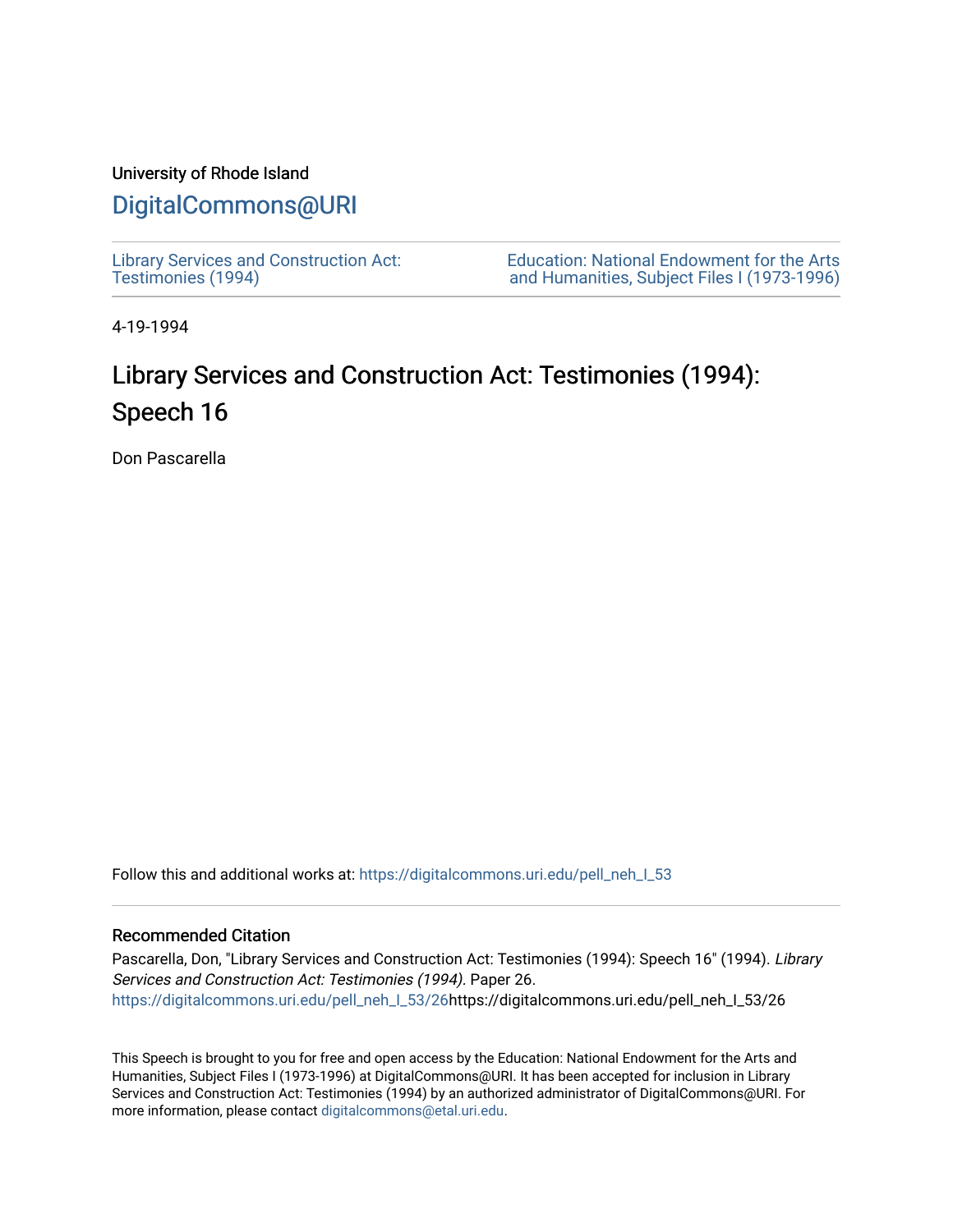University of Rhode Island

# DigitalCommons@URI

Library Services and Construction Act: Testimonies (1994)

Education: National Endowment for the Arts and Humanities, Subject Files I (1973-1996)

4-19-1994

# Library Services and Construction Act: Testimonies (1994): Speech 16

Don Pascarella

Follow this and additional works at: https://digitalcommons.uri.edu/pell_neh_I_53

## Recommended Citation

Pascarella, Don, "Library Services and Construction Act: Testimonies (1994): Speech 16" (1994). *Library Services and Construction Act: Testimonies (1994).* Paper 26.
https://digitalcommons.uri.edu/pell_neh_I_53/26https://digitalcommons.uri.edu/pell_neh_I_53/26

This Speech is brought to you for free and open access by the Education: National Endowment for the Arts and Humanities, Subject Files I (1973-1996) at DigitalCommons@URI. It has been accepted for inclusion in Library Services and Construction Act: Testimonies (1994) by an authorized administrator of DigitalCommons@URI. For more information, please contact digitalcommons@etal.uri.edu.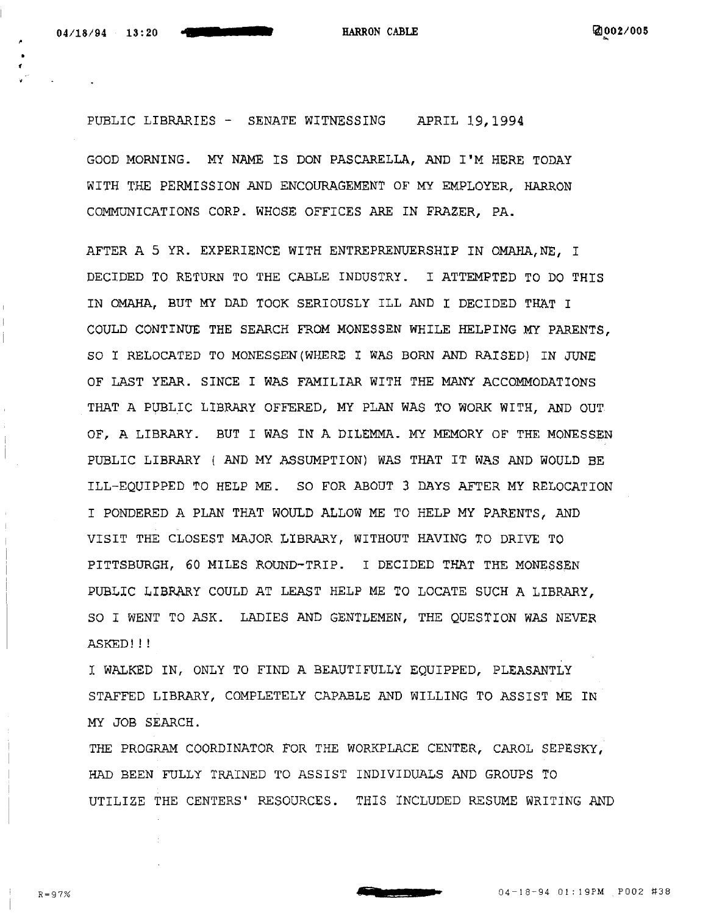PUBLIC LIBRARIES - SENATE WITNESSING APRIL 19,1994

GOOD MORNING. MY NAME IS DON PASCARELLA, AND I'M HERE TODAY WITH THE PERMISSION AND ENCOURAGEMENT OF MY EMPLOYER, HARRON COMMUNICATIONS CORP. WHOSE OFFICES ARE IN FRAZER, PA.

AFTER A 5 YR. EXPERIENCE WITH ENTREPRENUERSHIP IN OMAHA,NE, I DECIDED TO RETURN TO THE CABLE INDUSTRY. I ATTEMPTED TO DO THIS IN OMAHA, BUT MY DAD TOOK SERIOUSLY ILL AND I DECIDED THAT I COULD CONTINUE THE SEARCH FROM MONESSEN WHILE HELPING MY PARENTS, SO I RELOCATED TO MONESSEN(WHERE I WAS BORN AND RAISED) IN JUNE OF LAST YEAR. SINCE I WAS FAMILIAR WITH THE MANY ACCOMMODATIONS THAT A PUBLIC LIBRARY OFFERED, MY PLAN WAS TO WORK WITH, AND OUT OF, A LIBRARY. BUT I WAS IN A DILEMMA. MY MEMORY OF THE MONESSEN PUBLIC LIBRARY ( AND MY ASSUMPTION) WAS THAT IT WAS AND WOULD BE ILL-EQUIPPED TO HELP ME. SO FOR ABOUT 3 DAYS AFTER MY RELOCATION I PONDERED A PLAN THAT WOULD ALLOW ME TO HELP MY PARENTS, AND VISIT THE CLOSEST MAJOR LIBRARY, WITHOUT HAVING TO DRIVE TO PITTSBURGH, 60 MILES ROUND-TRIP. I DECIDED THAT THE MONESSEN PUBLIC LIBRARY COULD AT LEAST HELP ME TO LOCATE SUCH A LIBRARY, SO I WENT TO ASK. LADIES AND GENTLEMEN, THE QUESTION WAS NEVER ASKED!!!

I WALKED IN, ONLY TO FIND A BEAUTIFULLY EQUIPPED, PLEASANTLY STAFFED LIBRARY, COMPLETELY CAPABLE AND WILLING TO ASSIST ME IN MY JOB SEARCH.

THE PROGRAM COORDINATOR FOR THE WORKPLACE CENTER, CAROL SEPESKY, HAD BEEN FULLY TRAINED TO ASSIST INDIVIDUALS AND GROUPS TO UTILIZE THE CENTERS' RESOURCES. THIS INCLUDED RESUME WRITING AND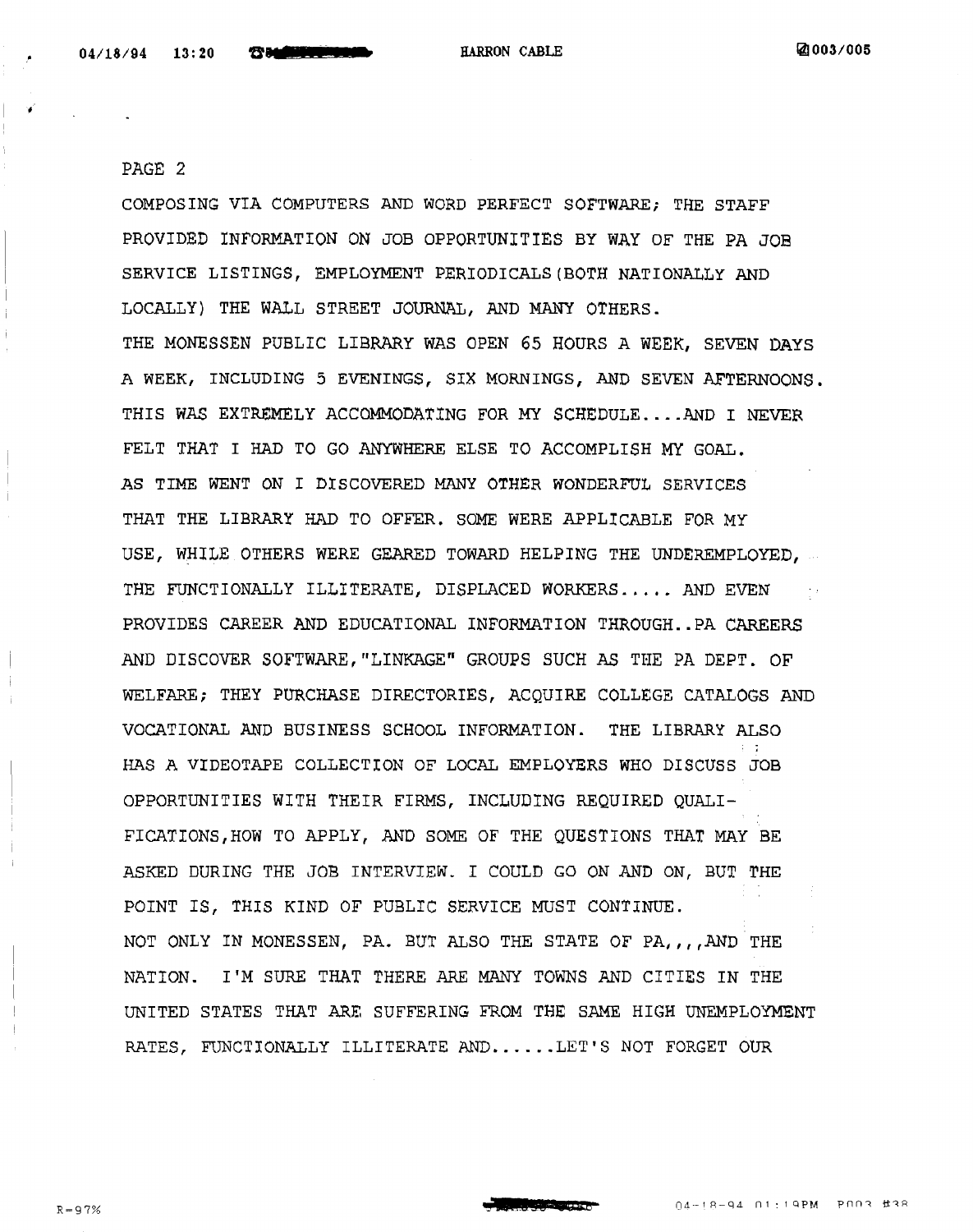PAGE 2

COMPOSING VIA COMPUTERS AND WORD PERFECT SOFTWARE; THE STAFF PROVIDED INFORMATION ON JOB OPPORTUNITIES BY WAY OF THE PA JOB SERVICE LISTINGS, EMPLOYMENT PERIODICALS(BOTH NATIONALLY AND LOCALLY) THE WALL STREET JOURNAL, AND MANY OTHERS.

THE MONESSEN PUBLIC LIBRARY WAS OPEN 65 HOURS A WEEK, SEVEN DAYS A WEEK, INCLUDING 5 EVENINGS, SIX MORNINGS, AND SEVEN AFTERNOONS. THIS WAS EXTREMELY ACCOMMODATING FOR MY SCHEDULE....AND I NEVER FELT THAT I HAD TO GO ANYWHERE ELSE TO ACCOMPLISH MY GOAL.

AS TIME WENT ON I DISCOVERED MANY OTHER WONDERFUL SERVICES THAT THE LIBRARY HAD TO OFFER. SOME WERE APPLICABLE FOR MY USE, WHILE OTHERS WERE GEARED TOWARD HELPING THE UNDEREMPLOYED, THE FUNCTIONALLY ILLITERATE, DISPLACED WORKERS..... AND EVEN PROVIDES CAREER AND EDUCATIONAL INFORMATION THROUGH..PA CAREERS AND DISCOVER SOFTWARE,"LINKAGE" GROUPS SUCH AS THE PA DEPT. OF WELFARE; THEY PURCHASE DIRECTORIES, ACQUIRE COLLEGE CATALOGS AND VOCATIONAL AND BUSINESS SCHOOL INFORMATION. THE LIBRARY ALSO HAS A VIDEOTAPE COLLECTION OF LOCAL EMPLOYERS WHO DISCUSS JOB OPPORTUNITIES WITH THEIR FIRMS, INCLUDING REQUIRED QUALIFICATIONS,HOW TO APPLY, AND SOME OF THE QUESTIONS THAT MAY BE ASKED DURING THE JOB INTERVIEW. I COULD GO ON AND ON, BUT THE POINT IS, THIS KIND OF PUBLIC SERVICE MUST CONTINUE.

NOT ONLY IN MONESSEN, PA. BUT ALSO THE STATE OF PA,,,,AND THE NATION. I'M SURE THAT THERE ARE MANY TOWNS AND CITIES IN THE UNITED STATES THAT ARE SUFFERING FROM THE SAME HIGH UNEMPLOYMENT RATES, FUNCTIONALLY ILLITERATE AND......LET'S NOT FORGET OUR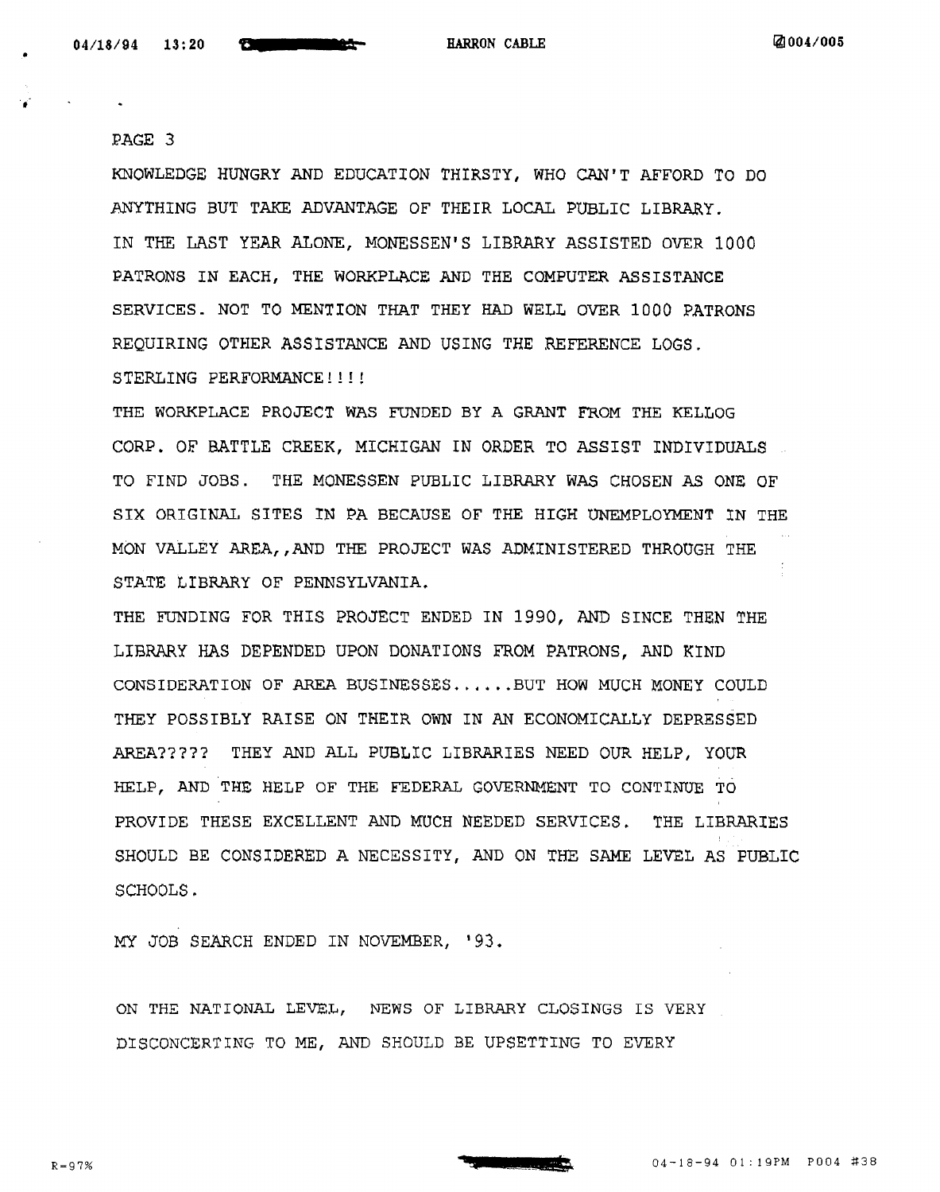PAGE 3

KNOWLEDGE HUNGRY AND EDUCATION THIRSTY, WHO CAN'T AFFORD TO DO ANYTHING BUT TAKE ADVANTAGE OF THEIR LOCAL PUBLIC LIBRARY. IN THE LAST YEAR ALONE, MONESSEN'S LIBRARY ASSISTED OVER 1000 PATRONS IN EACH, THE WORKPLACE AND THE COMPUTER ASSISTANCE SERVICES. NOT TO MENTION THAT THEY HAD WELL OVER 1000 PATRONS REQUIRING OTHER ASSISTANCE AND USING THE REFERENCE LOGS. STERLING PERFORMANCE!!!!

THE WORKPLACE PROJECT WAS FUNDED BY A GRANT FROM THE KELLOG CORP. OF BATTLE CREEK, MICHIGAN IN ORDER TO ASSIST INDIVIDUALS TO FIND JOBS. THE MONESSEN PUBLIC LIBRARY WAS CHOSEN AS ONE OF SIX ORIGINAL SITES IN PA BECAUSE OF THE HIGH UNEMPLOYMENT IN THE MON VALLEY AREA,,AND THE PROJECT WAS ADMINISTERED THROUGH THE STATE LIBRARY OF PENNSYLVANIA.

THE FUNDING FOR THIS PROJECT ENDED IN 1990, AND SINCE THEN THE LIBRARY HAS DEPENDED UPON DONATIONS FROM PATRONS, AND KIND CONSIDERATION OF AREA BUSINESSES......BUT HOW MUCH MONEY COULD THEY POSSIBLY RAISE ON THEIR OWN IN AN ECONOMICALLY DEPRESSED AREA????? THEY AND ALL PUBLIC LIBRARIES NEED OUR HELP, YOUR HELP, AND THE HELP OF THE FEDERAL GOVERNMENT TO CONTINUE TO PROVIDE THESE EXCELLENT AND MUCH NEEDED SERVICES. THE LIBRARIES SHOULD BE CONSIDERED A NECESSITY, AND ON THE SAME LEVEL AS PUBLIC SCHOOLS.

MY JOB SEARCH ENDED IN NOVEMBER, '93.

ON THE NATIONAL LEVEL, NEWS OF LIBRARY CLOSINGS IS VERY DISCONCERTING TO ME, AND SHOULD BE UPSETTING TO EVERY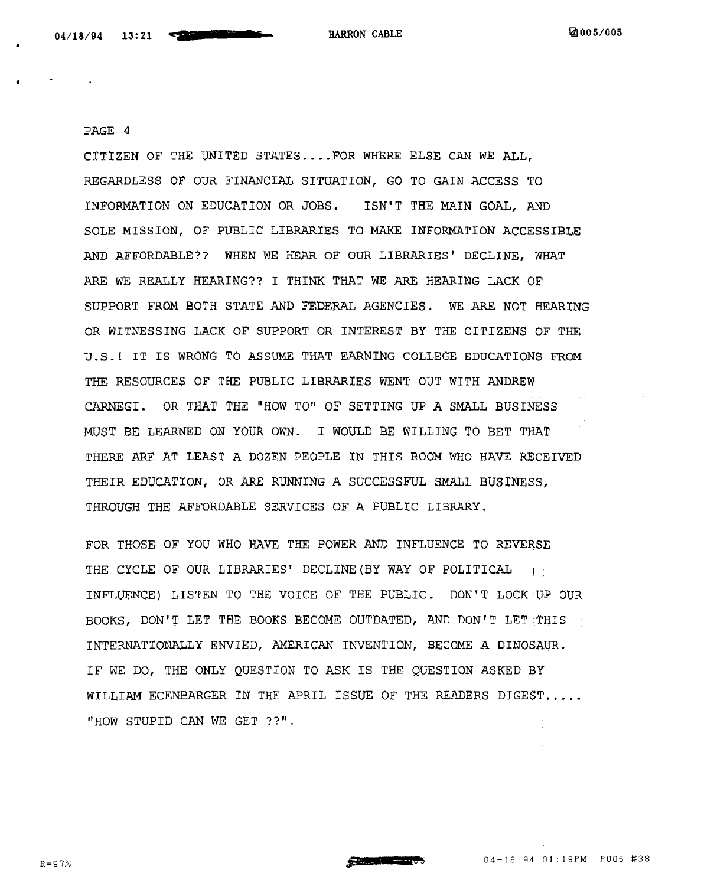PAGE 4

CITIZEN OF THE UNITED STATES....FOR WHERE ELSE CAN WE ALL, REGARDLESS OF OUR FINANCIAL SITUATION, GO TO GAIN ACCESS TO INFORMATION ON EDUCATION OR JOBS. ISN'T THE MAIN GOAL, AND SOLE MISSION, OF PUBLIC LIBRARIES TO MAKE INFORMATION ACCESSIBLE AND AFFORDABLE?? WHEN WE HEAR OF OUR LIBRARIES' DECLINE, WHAT ARE WE REALLY HEARING?? I THINK THAT WE ARE HEARING LACK OF SUPPORT FROM BOTH STATE AND FEDERAL AGENCIES. WE ARE NOT HEARING OR WITNESSING LACK OF SUPPORT OR INTEREST BY THE CITIZENS OF THE U.S.! IT IS WRONG TO ASSUME THAT EARNING COLLEGE EDUCATIONS FROM THE RESOURCES OF THE PUBLIC LIBRARIES WENT OUT WITH ANDREW CARNEGI. OR THAT THE "HOW TO" OF SETTING UP A SMALL BUSINESS MUST BE LEARNED ON YOUR OWN. I WOULD BE WILLING TO BET THAT THERE ARE AT LEAST A DOZEN PEOPLE IN THIS ROOM WHO HAVE RECEIVED THEIR EDUCATION, OR ARE RUNNING A SUCCESSFUL SMALL BUSINESS, THROUGH THE AFFORDABLE SERVICES OF A PUBLIC LIBRARY.

FOR THOSE OF YOU WHO HAVE THE POWER AND INFLUENCE TO REVERSE THE CYCLE OF OUR LIBRARIES' DECLINE(BY WAY OF POLITICAL INFLUENCE) LISTEN TO THE VOICE OF THE PUBLIC. DON'T LOCK UP OUR BOOKS, DON'T LET THE BOOKS BECOME OUTDATED, AND DON'T LET THIS INTERNATIONALLY ENVIED, AMERICAN INVENTION, BECOME A DINOSAUR. IF WE DO, THE ONLY QUESTION TO ASK IS THE QUESTION ASKED BY WILLIAM ECENBARGER IN THE APRIL ISSUE OF THE READERS DIGEST..... "HOW STUPID CAN WE GET ??".